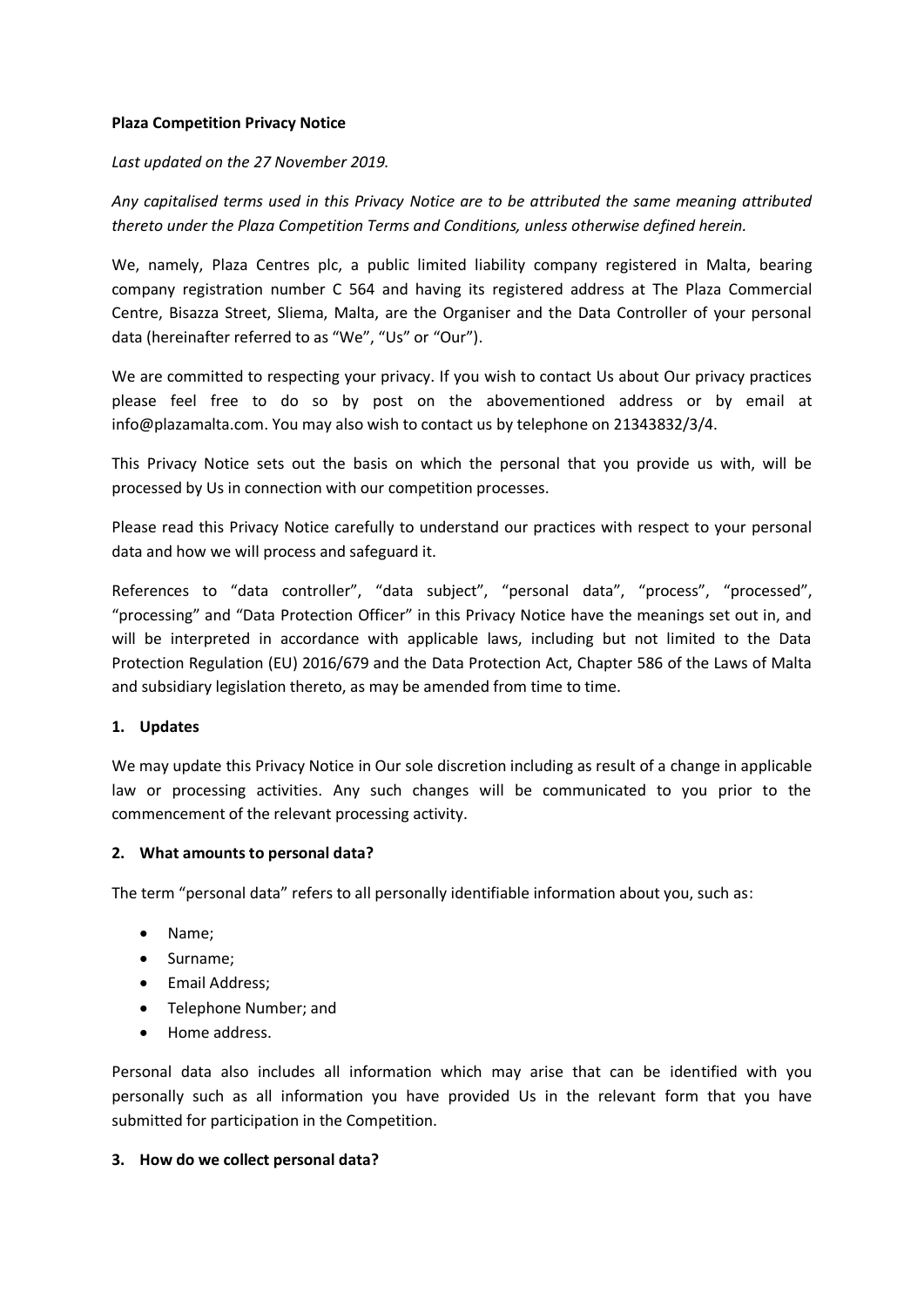**Plaza Competition Privacy Notice**

*Last updated on the 27 November 2019.*

*Any capitalised terms used in this Privacy Notice are to be attributed the same meaning attributed thereto under the Plaza Competition Terms and Conditions, unless otherwise defined herein.*

We, namely, Plaza Centres plc, a public limited liability company registered in Malta, bearing company registration number C 564 and having its registered address at The Plaza Commercial Centre, Bisazza Street, Sliema, Malta, are the Organiser and the Data Controller of your personal data (hereinafter referred to as "We", "Us" or "Our").

We are committed to respecting your privacy. If you wish to contact Us about Our privacy practices please feel free to do so by post on the abovementioned address or by email at info@plazamalta.com. You may also wish to contact us by telephone on 21343832/3/4.

This Privacy Notice sets out the basis on which the personal that you provide us with, will be processed by Us in connection with our competition processes.

Please read this Privacy Notice carefully to understand our practices with respect to your personal data and how we will process and safeguard it.

References to "data controller", "data subject", "personal data", "process", "processed", "processing" and "Data Protection Officer" in this Privacy Notice have the meanings set out in, and will be interpreted in accordance with applicable laws, including but not limited to the Data Protection Regulation (EU) 2016/679 and the Data Protection Act, Chapter 586 of the Laws of Malta and subsidiary legislation thereto, as may be amended from time to time.

**1. Updates**

We may update this Privacy Notice in Our sole discretion including as result of a change in applicable law or processing activities. Any such changes will be communicated to you prior to the commencement of the relevant processing activity.

**2. What amounts to personal data?**

The term "personal data" refers to all personally identifiable information about you, such as:

- Name;
- Surname;
- Email Address;
- Telephone Number; and
- Home address.

Personal data also includes all information which may arise that can be identified with you personally such as all information you have provided Us in the relevant form that you have submitted for participation in the Competition.

**3. How do we collect personal data?**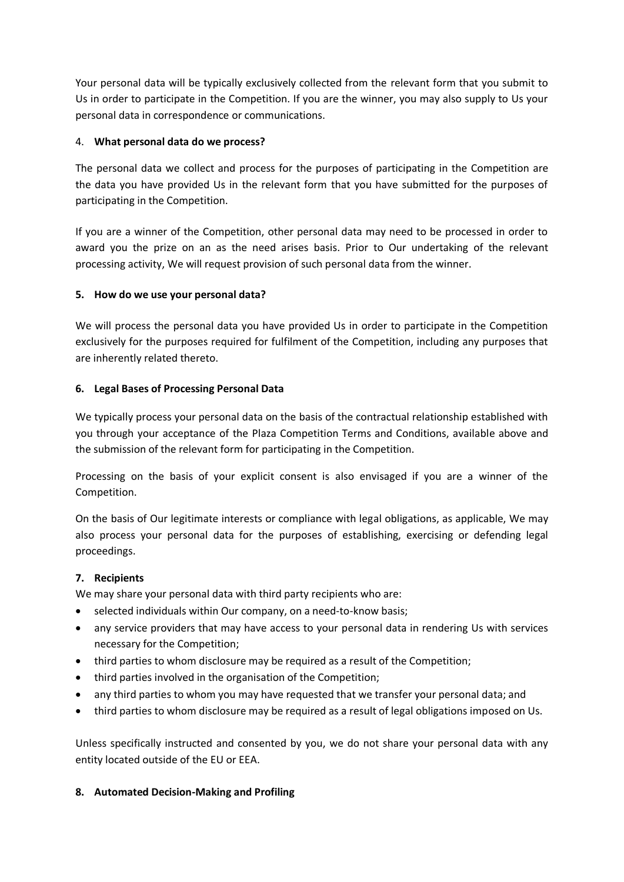Your personal data will be typically exclusively collected from the relevant form that you submit to Us in order to participate in the Competition. If you are the winner, you may also supply to Us your personal data in correspondence or communications.

## 4. **What personal data do we process?**

The personal data we collect and process for the purposes of participating in the Competition are the data you have provided Us in the relevant form that you have submitted for the purposes of participating in the Competition.

If you are a winner of the Competition, other personal data may need to be processed in order to award you the prize on an as the need arises basis. Prior to Our undertaking of the relevant processing activity, We will request provision of such personal data from the winner.

## **5. How do we use your personal data?**

We will process the personal data you have provided Us in order to participate in the Competition exclusively for the purposes required for fulfilment of the Competition, including any purposes that are inherently related thereto.

## **6. Legal Bases of Processing Personal Data**

We typically process your personal data on the basis of the contractual relationship established with you through your acceptance of the Plaza Competition Terms and Conditions, available above and the submission of the relevant form for participating in the Competition.

Processing on the basis of your explicit consent is also envisaged if you are a winner of the Competition.

On the basis of Our legitimate interests or compliance with legal obligations, as applicable, We may also process your personal data for the purposes of establishing, exercising or defending legal proceedings.

## **7. Recipients**

We may share your personal data with third party recipients who are:

- selected individuals within Our company, on a need-to-know basis;
- any service providers that may have access to your personal data in rendering Us with services necessary for the Competition;
- third parties to whom disclosure may be required as a result of the Competition;
- third parties involved in the organisation of the Competition;
- any third parties to whom you may have requested that we transfer your personal data; and
- third parties to whom disclosure may be required as a result of legal obligations imposed on Us.

Unless specifically instructed and consented by you, we do not share your personal data with any entity located outside of the EU or EEA.

## **8. Automated Decision-Making and Profiling**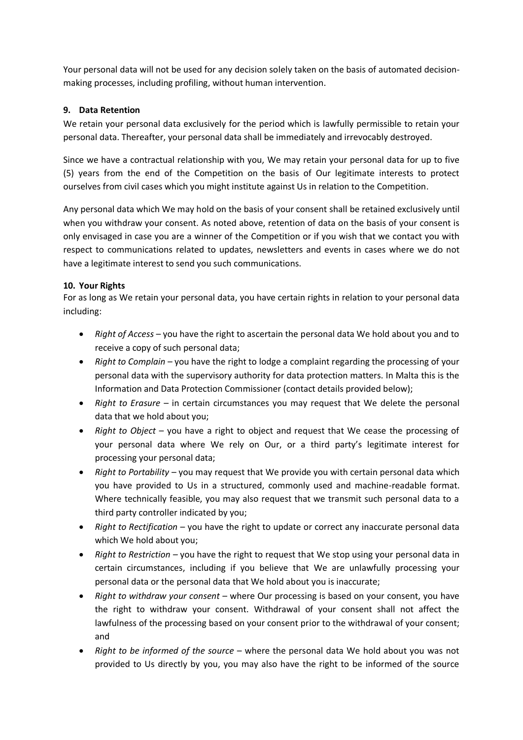Your personal data will not be used for any decision solely taken on the basis of automated decision-making processes, including profiling, without human intervention.

## 9. Data Retention

We retain your personal data exclusively for the period which is lawfully permissible to retain your personal data. Thereafter, your personal data shall be immediately and irrevocably destroyed.

Since we have a contractual relationship with you, We may retain your personal data for up to five (5) years from the end of the Competition on the basis of Our legitimate interests to protect ourselves from civil cases which you might institute against Us in relation to the Competition.

Any personal data which We may hold on the basis of your consent shall be retained exclusively until when you withdraw your consent. As noted above, retention of data on the basis of your consent is only envisaged in case you are a winner of the Competition or if you wish that we contact you with respect to communications related to updates, newsletters and events in cases where we do not have a legitimate interest to send you such communications.

## 10. Your Rights

For as long as We retain your personal data, you have certain rights in relation to your personal data including:

- *Right of Access* – you have the right to ascertain the personal data We hold about you and to receive a copy of such personal data;
- *Right to Complain* – you have the right to lodge a complaint regarding the processing of your personal data with the supervisory authority for data protection matters. In Malta this is the Information and Data Protection Commissioner (contact details provided below);
- *Right to Erasure* – in certain circumstances you may request that We delete the personal data that we hold about you;
- *Right to Object* – you have a right to object and request that We cease the processing of your personal data where We rely on Our, or a third party's legitimate interest for processing your personal data;
- *Right to Portability* – you may request that We provide you with certain personal data which you have provided to Us in a structured, commonly used and machine-readable format. Where technically feasible, you may also request that we transmit such personal data to a third party controller indicated by you;
- *Right to Rectification* – you have the right to update or correct any inaccurate personal data which We hold about you;
- *Right to Restriction* – you have the right to request that We stop using your personal data in certain circumstances, including if you believe that We are unlawfully processing your personal data or the personal data that We hold about you is inaccurate;
- *Right to withdraw your consent* – where Our processing is based on your consent, you have the right to withdraw your consent. Withdrawal of your consent shall not affect the lawfulness of the processing based on your consent prior to the withdrawal of your consent; and
- *Right to be informed of the source* – where the personal data We hold about you was not provided to Us directly by you, you may also have the right to be informed of the source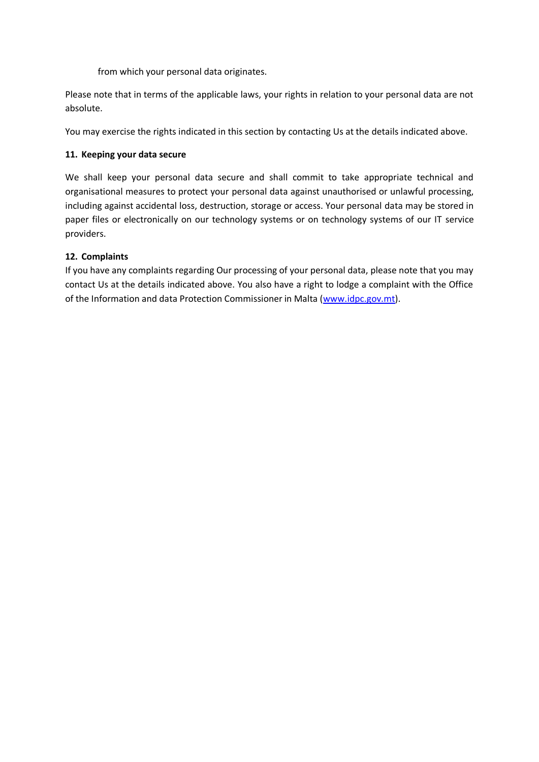from which your personal data originates.

Please note that in terms of the applicable laws, your rights in relation to your personal data are not absolute.

You may exercise the rights indicated in this section by contacting Us at the details indicated above.

**11. Keeping your data secure**

We shall keep your personal data secure and shall commit to take appropriate technical and organisational measures to protect your personal data against unauthorised or unlawful processing, including against accidental loss, destruction, storage or access. Your personal data may be stored in paper files or electronically on our technology systems or on technology systems of our IT service providers.

**12. Complaints**

If you have any complaints regarding Our processing of your personal data, please note that you may contact Us at the details indicated above. You also have a right to lodge a complaint with the Office of the Information and data Protection Commissioner in Malta ([www.idpc.gov.mt](http://www.idpc.gov.mt)).